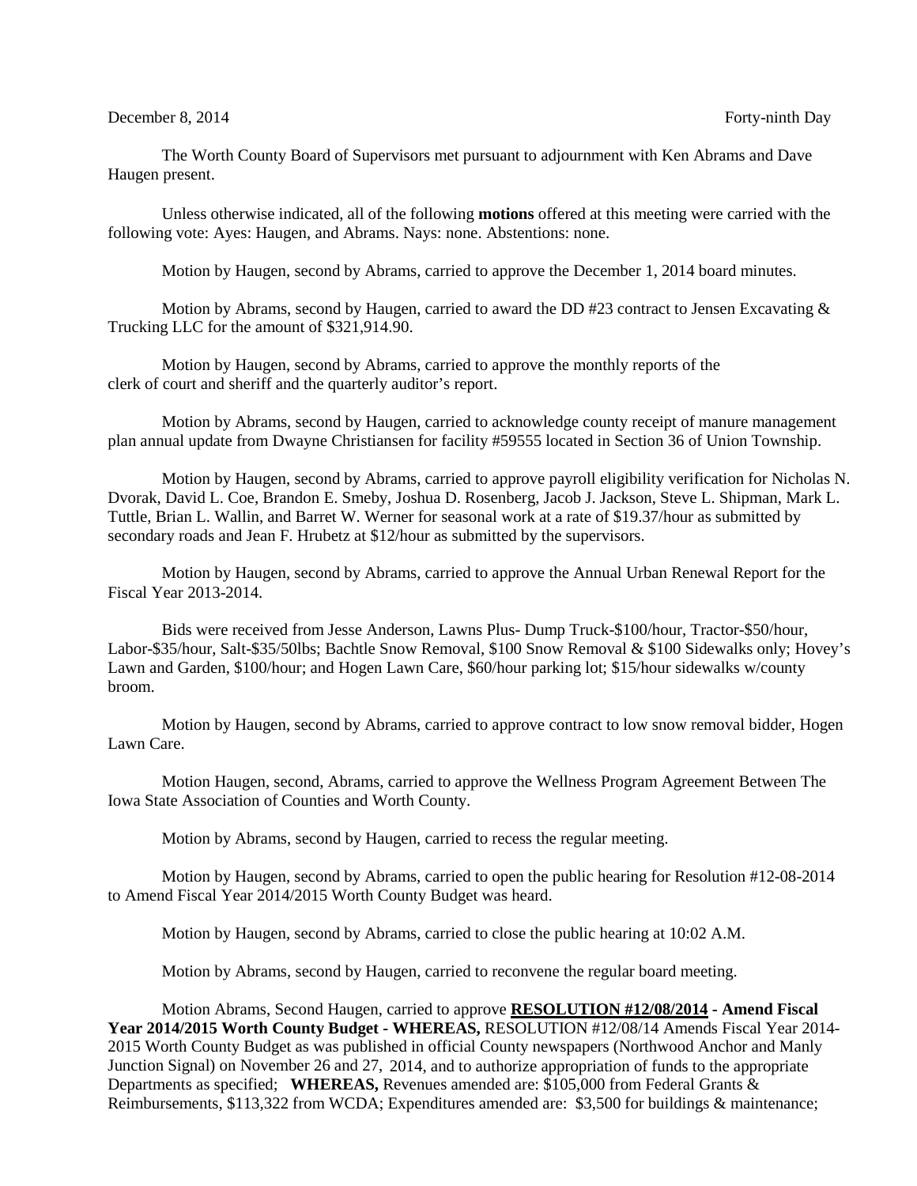December 8, 2014 Forty-ninth Day

The Worth County Board of Supervisors met pursuant to adjournment with Ken Abrams and Dave Haugen present.

Unless otherwise indicated, all of the following **motions** offered at this meeting were carried with the following vote: Ayes: Haugen, and Abrams. Nays: none. Abstentions: none.

Motion by Haugen, second by Abrams, carried to approve the December 1, 2014 board minutes.

Motion by Abrams, second by Haugen, carried to award the DD #23 contract to Jensen Excavating & Trucking LLC for the amount of $321,914.90.

Motion by Haugen, second by Abrams, carried to approve the monthly reports of the clerk of court and sheriff and the quarterly auditor's report.

Motion by Abrams, second by Haugen, carried to acknowledge county receipt of manure management plan annual update from Dwayne Christiansen for facility #59555 located in Section 36 of Union Township.

Motion by Haugen, second by Abrams, carried to approve payroll eligibility verification for Nicholas N. Dvorak, David L. Coe, Brandon E. Smeby, Joshua D. Rosenberg, Jacob J. Jackson, Steve L. Shipman, Mark L. Tuttle, Brian L. Wallin, and Barret W. Werner for seasonal work at a rate of $19.37/hour as submitted by secondary roads and Jean F. Hrubetz at $12/hour as submitted by the supervisors.

Motion by Haugen, second by Abrams, carried to approve the Annual Urban Renewal Report for the Fiscal Year 2013-2014.

Bids were received from Jesse Anderson, Lawns Plus- Dump Truck-$100/hour, Tractor-$50/hour, Labor-$35/hour, Salt-$35/50lbs; Bachtle Snow Removal, $100 Snow Removal & $100 Sidewalks only; Hovey's Lawn and Garden, $100/hour; and Hogen Lawn Care, $60/hour parking lot; $15/hour sidewalks w/county broom.

Motion by Haugen, second by Abrams, carried to approve contract to low snow removal bidder, Hogen Lawn Care.

Motion Haugen, second, Abrams, carried to approve the Wellness Program Agreement Between The Iowa State Association of Counties and Worth County.

Motion by Abrams, second by Haugen, carried to recess the regular meeting.

Motion by Haugen, second by Abrams, carried to open the public hearing for Resolution #12-08-2014 to Amend Fiscal Year 2014/2015 Worth County Budget was heard.

Motion by Haugen, second by Abrams, carried to close the public hearing at 10:02 A.M.

Motion by Abrams, second by Haugen, carried to reconvene the regular board meeting.

Motion Abrams, Second Haugen, carried to approve **RESOLUTION #12/08/2014 - Amend Fiscal Year 2014/2015 Worth County Budget - WHEREAS,** RESOLUTION #12/08/14 Amends Fiscal Year 2014-2015 Worth County Budget as was published in official County newspapers (Northwood Anchor and Manly Junction Signal) on November 26 and 27, 2014, and to authorize appropriation of funds to the appropriate Departments as specified; **WHEREAS,** Revenues amended are: $105,000 from Federal Grants & Reimbursements, $113,322 from WCDA; Expenditures amended are: $3,500 for buildings & maintenance;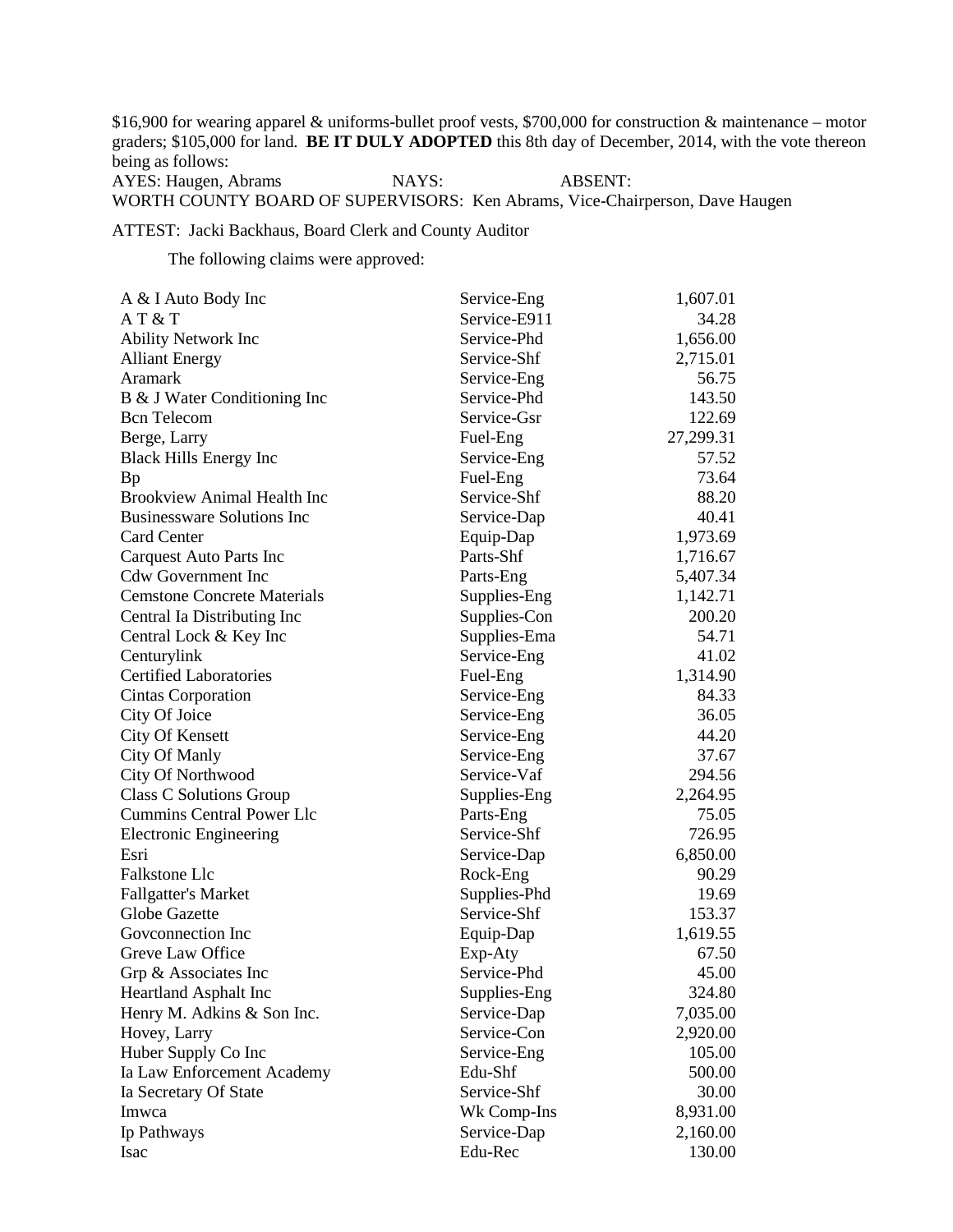$16,900 for wearing apparel & uniforms-bullet proof vests, $700,000 for construction & maintenance – motor graders; $105,000 for land. **BE IT DULY ADOPTED** this 8th day of December, 2014, with the vote thereon being as follows:

AYES: Haugen, Abrams NAYS: ABSENT:

WORTH COUNTY BOARD OF SUPERVISORS: Ken Abrams, Vice-Chairperson, Dave Haugen

ATTEST: Jacki Backhaus, Board Clerk and County Auditor

The following claims were approved:

| | | |
|---|---|---|
| A & I Auto Body Inc | Service-Eng | 1,607.01 |
| A T & T | Service-E911 | 34.28 |
| Ability Network Inc | Service-Phd | 1,656.00 |
| Alliant Energy | Service-Shf | 2,715.01 |
| Aramark | Service-Eng | 56.75 |
| B & J Water Conditioning Inc | Service-Phd | 143.50 |
| Bcn Telecom | Service-Gsr | 122.69 |
| Berge, Larry | Fuel-Eng | 27,299.31 |
| Black Hills Energy Inc | Service-Eng | 57.52 |
| Bp | Fuel-Eng | 73.64 |
| Brookview Animal Health Inc | Service-Shf | 88.20 |
| Businessware Solutions Inc | Service-Dap | 40.41 |
| Card Center | Equip-Dap | 1,973.69 |
| Carquest Auto Parts Inc | Parts-Shf | 1,716.67 |
| Cdw Government Inc | Parts-Eng | 5,407.34 |
| Cemstone Concrete Materials | Supplies-Eng | 1,142.71 |
| Central Ia Distributing Inc | Supplies-Con | 200.20 |
| Central Lock & Key Inc | Supplies-Ema | 54.71 |
| Centurylink | Service-Eng | 41.02 |
| Certified Laboratories | Fuel-Eng | 1,314.90 |
| Cintas Corporation | Service-Eng | 84.33 |
| City Of Joice | Service-Eng | 36.05 |
| City Of Kensett | Service-Eng | 44.20 |
| City Of Manly | Service-Eng | 37.67 |
| City Of Northwood | Service-Vaf | 294.56 |
| Class C Solutions Group | Supplies-Eng | 2,264.95 |
| Cummins Central Power Llc | Parts-Eng | 75.05 |
| Electronic Engineering | Service-Shf | 726.95 |
| Esri | Service-Dap | 6,850.00 |
| Falkstone Llc | Rock-Eng | 90.29 |
| Fallgatter's Market | Supplies-Phd | 19.69 |
| Globe Gazette | Service-Shf | 153.37 |
| Govconnection Inc | Equip-Dap | 1,619.55 |
| Greve Law Office | Exp-Aty | 67.50 |
| Grp & Associates Inc | Service-Phd | 45.00 |
| Heartland Asphalt Inc | Supplies-Eng | 324.80 |
| Henry M. Adkins & Son Inc. | Service-Dap | 7,035.00 |
| Hovey, Larry | Service-Con | 2,920.00 |
| Huber Supply Co Inc | Service-Eng | 105.00 |
| Ia Law Enforcement Academy | Edu-Shf | 500.00 |
| Ia Secretary Of State | Service-Shf | 30.00 |
| Imwca | Wk Comp-Ins | 8,931.00 |
| Ip Pathways | Service-Dap | 2,160.00 |
| Isac | Edu-Rec | 130.00 |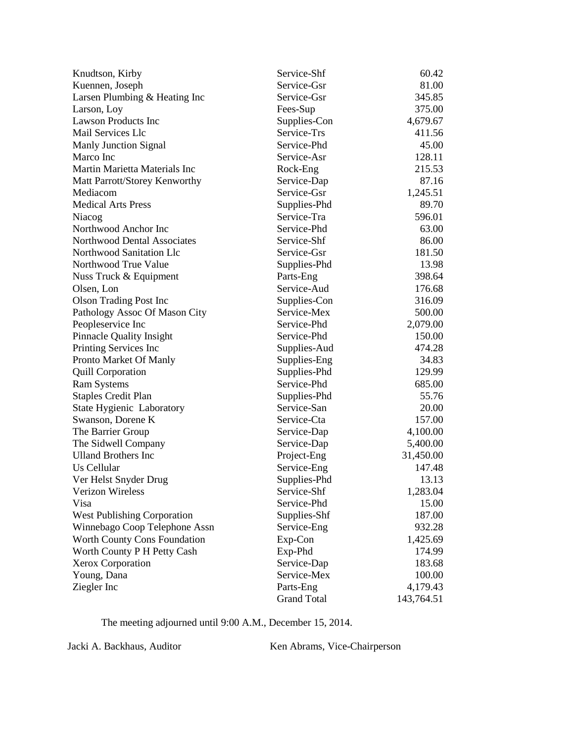| | | |
|---|---|---|
| Knudtson, Kirby | Service-Shf | 60.42 |
| Kuennen, Joseph | Service-Gsr | 81.00 |
| Larsen Plumbing & Heating Inc | Service-Gsr | 345.85 |
| Larson, Loy | Fees-Sup | 375.00 |
| Lawson Products Inc | Supplies-Con | 4,679.67 |
| Mail Services Llc | Service-Trs | 411.56 |
| Manly Junction Signal | Service-Phd | 45.00 |
| Marco Inc | Service-Asr | 128.11 |
| Martin Marietta Materials Inc | Rock-Eng | 215.53 |
| Matt Parrott/Storey Kenworthy | Service-Dap | 87.16 |
| Mediacom | Service-Gsr | 1,245.51 |
| Medical Arts Press | Supplies-Phd | 89.70 |
| Niacog | Service-Tra | 596.01 |
| Northwood Anchor Inc | Service-Phd | 63.00 |
| Northwood Dental Associates | Service-Shf | 86.00 |
| Northwood Sanitation Llc | Service-Gsr | 181.50 |
| Northwood True Value | Supplies-Phd | 13.98 |
| Nuss Truck & Equipment | Parts-Eng | 398.64 |
| Olsen, Lon | Service-Aud | 176.68 |
| Olson Trading Post Inc | Supplies-Con | 316.09 |
| Pathology Assoc Of Mason City | Service-Mex | 500.00 |
| Peopleservice Inc | Service-Phd | 2,079.00 |
| Pinnacle Quality Insight | Service-Phd | 150.00 |
| Printing Services Inc | Supplies-Aud | 474.28 |
| Pronto Market Of Manly | Supplies-Eng | 34.83 |
| Quill Corporation | Supplies-Phd | 129.99 |
| Ram Systems | Service-Phd | 685.00 |
| Staples Credit Plan | Supplies-Phd | 55.76 |
| State Hygienic Laboratory | Service-San | 20.00 |
| Swanson, Dorene K | Service-Cta | 157.00 |
| The Barrier Group | Service-Dap | 4,100.00 |
| The Sidwell Company | Service-Dap | 5,400.00 |
| Ulland Brothers Inc | Project-Eng | 31,450.00 |
| Us Cellular | Service-Eng | 147.48 |
| Ver Helst Snyder Drug | Supplies-Phd | 13.13 |
| Verizon Wireless | Service-Shf | 1,283.04 |
| Visa | Service-Phd | 15.00 |
| West Publishing Corporation | Supplies-Shf | 187.00 |
| Winnebago Coop Telephone Assn | Service-Eng | 932.28 |
| Worth County Cons Foundation | Exp-Con | 1,425.69 |
| Worth County P H Petty Cash | Exp-Phd | 174.99 |
| Xerox Corporation | Service-Dap | 183.68 |
| Young, Dana | Service-Mex | 100.00 |
| Ziegler Inc | Parts-Eng | 4,179.43 |
| | Grand Total | 143,764.51 |

The meeting adjourned until 9:00 A.M., December 15, 2014.

Jacki A. Backhaus, Auditor     Ken Abrams, Vice-Chairperson